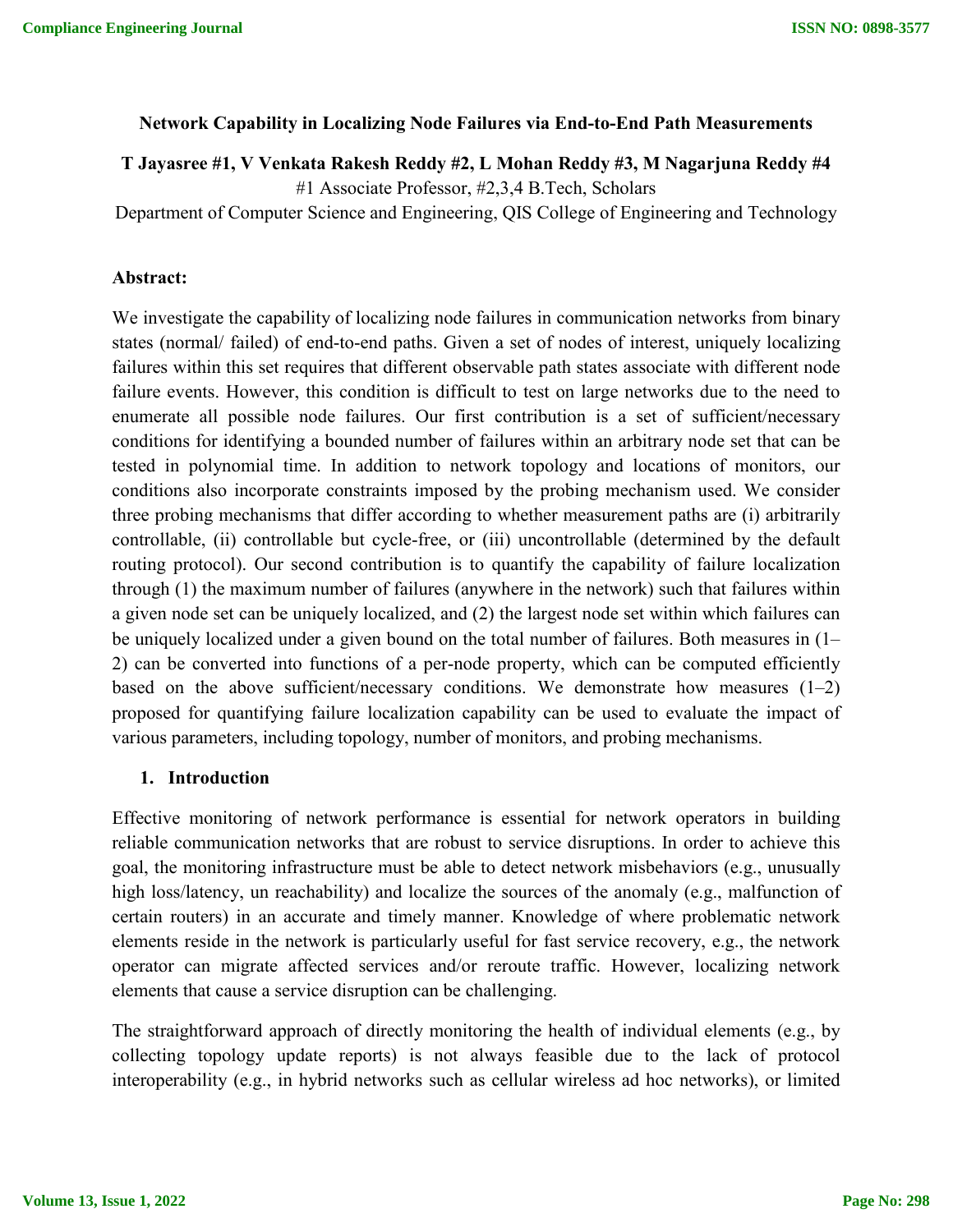# Network Capability in Localizing Node Failures via End-to-End Path Measurements

**T Jayasree #1, V Venkata Rakesh Reddy #2, L Mohan Reddy #3, M Nagarjuna Reddy #4**

#1 Associate Professor, #2,3,4 B.Tech, Scholars

Department of Computer Science and Engineering, QIS College of Engineering and Technology

## Abstract:

We investigate the capability of localizing node failures in communication networks from binary states (normal/ failed) of end-to-end paths. Given a set of nodes of interest, uniquely localizing failures within this set requires that different observable path states associate with different node failure events. However, this condition is difficult to test on large networks due to the need to enumerate all possible node failures. Our first contribution is a set of sufficient/necessary conditions for identifying a bounded number of failures within an arbitrary node set that can be tested in polynomial time. In addition to network topology and locations of monitors, our conditions also incorporate constraints imposed by the probing mechanism used. We consider three probing mechanisms that differ according to whether measurement paths are (i) arbitrarily controllable, (ii) controllable but cycle-free, or (iii) uncontrollable (determined by the default routing protocol). Our second contribution is to quantify the capability of failure localization through (1) the maximum number of failures (anywhere in the network) such that failures within a given node set can be uniquely localized, and (2) the largest node set within which failures can be uniquely localized under a given bound on the total number of failures. Both measures in (1–2) can be converted into functions of a per-node property, which can be computed efficiently based on the above sufficient/necessary conditions. We demonstrate how measures (1–2) proposed for quantifying failure localization capability can be used to evaluate the impact of various parameters, including topology, number of monitors, and probing mechanisms.

## 1. Introduction

Effective monitoring of network performance is essential for network operators in building reliable communication networks that are robust to service disruptions. In order to achieve this goal, the monitoring infrastructure must be able to detect network misbehaviors (e.g., unusually high loss/latency, un reachability) and localize the sources of the anomaly (e.g., malfunction of certain routers) in an accurate and timely manner. Knowledge of where problematic network elements reside in the network is particularly useful for fast service recovery, e.g., the network operator can migrate affected services and/or reroute traffic. However, localizing network elements that cause a service disruption can be challenging.

The straightforward approach of directly monitoring the health of individual elements (e.g., by collecting topology update reports) is not always feasible due to the lack of protocol interoperability (e.g., in hybrid networks such as cellular wireless ad hoc networks), or limited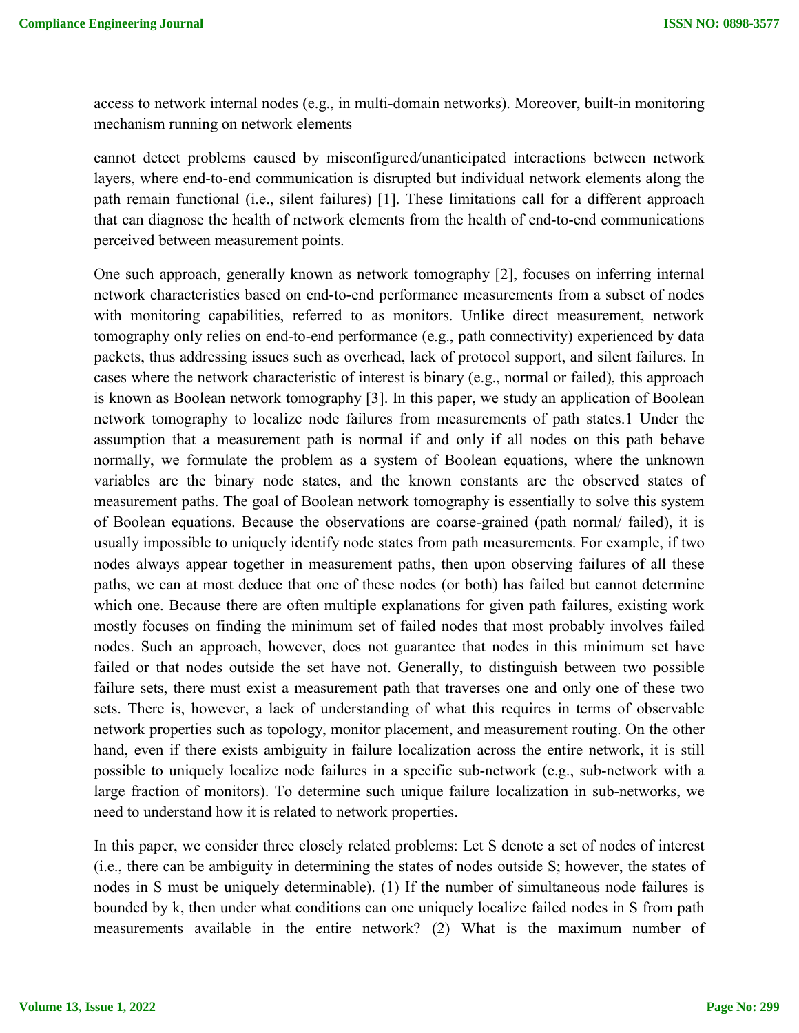access to network internal nodes (e.g., in multi-domain networks). Moreover, built-in monitoring mechanism running on network elements

cannot detect problems caused by misconfigured/unanticipated interactions between network layers, where end-to-end communication is disrupted but individual network elements along the path remain functional (i.e., silent failures) [1]. These limitations call for a different approach that can diagnose the health of network elements from the health of end-to-end communications perceived between measurement points.

One such approach, generally known as network tomography [2], focuses on inferring internal network characteristics based on end-to-end performance measurements from a subset of nodes with monitoring capabilities, referred to as monitors. Unlike direct measurement, network tomography only relies on end-to-end performance (e.g., path connectivity) experienced by data packets, thus addressing issues such as overhead, lack of protocol support, and silent failures. In cases where the network characteristic of interest is binary (e.g., normal or failed), this approach is known as Boolean network tomography [3]. In this paper, we study an application of Boolean network tomography to localize node failures from measurements of path states.1 Under the assumption that a measurement path is normal if and only if all nodes on this path behave normally, we formulate the problem as a system of Boolean equations, where the unknown variables are the binary node states, and the known constants are the observed states of measurement paths. The goal of Boolean network tomography is essentially to solve this system of Boolean equations. Because the observations are coarse-grained (path normal/ failed), it is usually impossible to uniquely identify node states from path measurements. For example, if two nodes always appear together in measurement paths, then upon observing failures of all these paths, we can at most deduce that one of these nodes (or both) has failed but cannot determine which one. Because there are often multiple explanations for given path failures, existing work mostly focuses on finding the minimum set of failed nodes that most probably involves failed nodes. Such an approach, however, does not guarantee that nodes in this minimum set have failed or that nodes outside the set have not. Generally, to distinguish between two possible failure sets, there must exist a measurement path that traverses one and only one of these two sets. There is, however, a lack of understanding of what this requires in terms of observable network properties such as topology, monitor placement, and measurement routing. On the other hand, even if there exists ambiguity in failure localization across the entire network, it is still possible to uniquely localize node failures in a specific sub-network (e.g., sub-network with a large fraction of monitors). To determine such unique failure localization in sub-networks, we need to understand how it is related to network properties.

In this paper, we consider three closely related problems: Let S denote a set of nodes of interest (i.e., there can be ambiguity in determining the states of nodes outside S; however, the states of nodes in S must be uniquely determinable). (1) If the number of simultaneous node failures is bounded by k, then under what conditions can one uniquely localize failed nodes in S from path measurements available in the entire network? (2) What is the maximum number of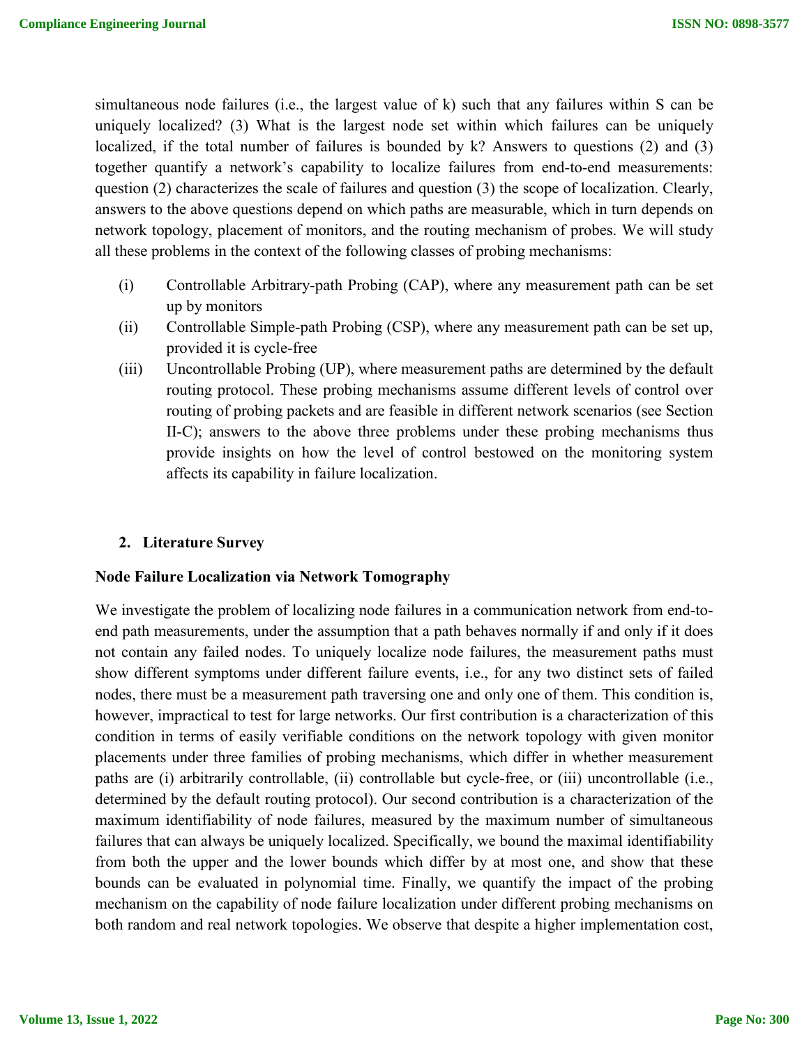simultaneous node failures (i.e., the largest value of k) such that any failures within S can be uniquely localized? (3) What is the largest node set within which failures can be uniquely localized, if the total number of failures is bounded by k? Answers to questions (2) and (3) together quantify a network's capability to localize failures from end-to-end measurements: question (2) characterizes the scale of failures and question (3) the scope of localization. Clearly, answers to the above questions depend on which paths are measurable, which in turn depends on network topology, placement of monitors, and the routing mechanism of probes. We will study all these problems in the context of the following classes of probing mechanisms:

(i) Controllable Arbitrary-path Probing (CAP), where any measurement path can be set up by monitors

(ii) Controllable Simple-path Probing (CSP), where any measurement path can be set up, provided it is cycle-free

(iii) Uncontrollable Probing (UP), where measurement paths are determined by the default routing protocol. These probing mechanisms assume different levels of control over routing of probing packets and are feasible in different network scenarios (see Section II-C); answers to the above three problems under these probing mechanisms thus provide insights on how the level of control bestowed on the monitoring system affects its capability in failure localization.

## 2. Literature Survey

**Node Failure Localization via Network Tomography**

We investigate the problem of localizing node failures in a communication network from end-to-end path measurements, under the assumption that a path behaves normally if and only if it does not contain any failed nodes. To uniquely localize node failures, the measurement paths must show different symptoms under different failure events, i.e., for any two distinct sets of failed nodes, there must be a measurement path traversing one and only one of them. This condition is, however, impractical to test for large networks. Our first contribution is a characterization of this condition in terms of easily verifiable conditions on the network topology with given monitor placements under three families of probing mechanisms, which differ in whether measurement paths are (i) arbitrarily controllable, (ii) controllable but cycle-free, or (iii) uncontrollable (i.e., determined by the default routing protocol). Our second contribution is a characterization of the maximum identifiability of node failures, measured by the maximum number of simultaneous failures that can always be uniquely localized. Specifically, we bound the maximal identifiability from both the upper and the lower bounds which differ by at most one, and show that these bounds can be evaluated in polynomial time. Finally, we quantify the impact of the probing mechanism on the capability of node failure localization under different probing mechanisms on both random and real network topologies. We observe that despite a higher implementation cost,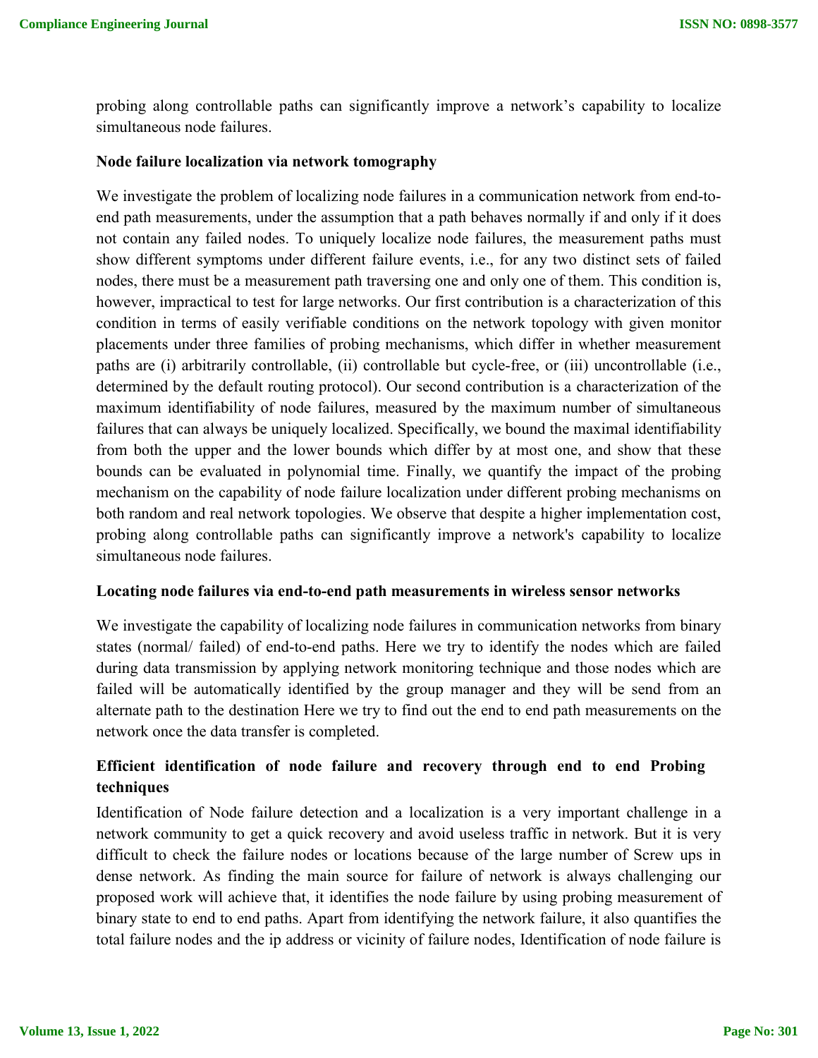probing along controllable paths can significantly improve a network's capability to localize simultaneous node failures.

### Node failure localization via network tomography

We investigate the problem of localizing node failures in a communication network from end-to-end path measurements, under the assumption that a path behaves normally if and only if it does not contain any failed nodes. To uniquely localize node failures, the measurement paths must show different symptoms under different failure events, i.e., for any two distinct sets of failed nodes, there must be a measurement path traversing one and only one of them. This condition is, however, impractical to test for large networks. Our first contribution is a characterization of this condition in terms of easily verifiable conditions on the network topology with given monitor placements under three families of probing mechanisms, which differ in whether measurement paths are (i) arbitrarily controllable, (ii) controllable but cycle-free, or (iii) uncontrollable (i.e., determined by the default routing protocol). Our second contribution is a characterization of the maximum identifiability of node failures, measured by the maximum number of simultaneous failures that can always be uniquely localized. Specifically, we bound the maximal identifiability from both the upper and the lower bounds which differ by at most one, and show that these bounds can be evaluated in polynomial time. Finally, we quantify the impact of the probing mechanism on the capability of node failure localization under different probing mechanisms on both random and real network topologies. We observe that despite a higher implementation cost, probing along controllable paths can significantly improve a network's capability to localize simultaneous node failures.

### Locating node failures via end-to-end path measurements in wireless sensor networks

We investigate the capability of localizing node failures in communication networks from binary states (normal/ failed) of end-to-end paths. Here we try to identify the nodes which are failed during data transmission by applying network monitoring technique and those nodes which are failed will be automatically identified by the group manager and they will be send from an alternate path to the destination Here we try to find out the end to end path measurements on the network once the data transfer is completed.

### Efficient identification of node failure and recovery through end to end Probing techniques

Identification of Node failure detection and a localization is a very important challenge in a network community to get a quick recovery and avoid useless traffic in network. But it is very difficult to check the failure nodes or locations because of the large number of Screw ups in dense network. As finding the main source for failure of network is always challenging our proposed work will achieve that, it identifies the node failure by using probing measurement of binary state to end to end paths. Apart from identifying the network failure, it also quantifies the total failure nodes and the ip address or vicinity of failure nodes, Identification of node failure is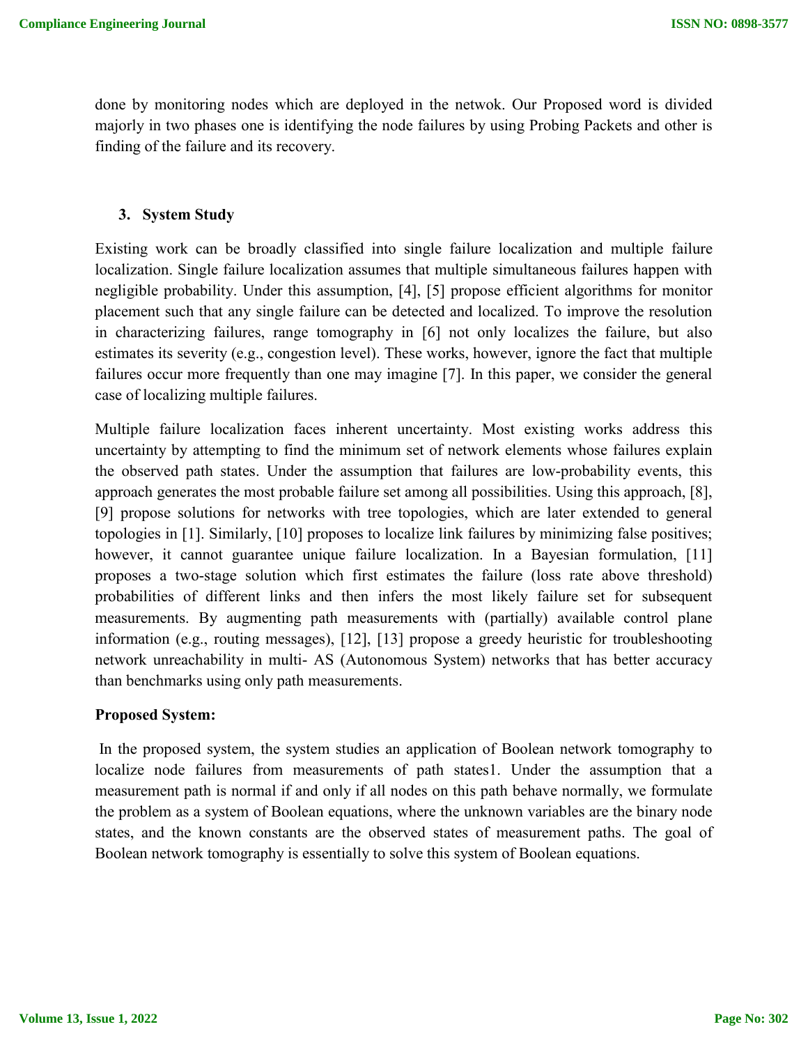done by monitoring nodes which are deployed in the netwok. Our Proposed word is divided majorly in two phases one is identifying the node failures by using Probing Packets and other is finding of the failure and its recovery.

## 3. System Study

Existing work can be broadly classified into single failure localization and multiple failure localization. Single failure localization assumes that multiple simultaneous failures happen with negligible probability. Under this assumption, [4], [5] propose efficient algorithms for monitor placement such that any single failure can be detected and localized. To improve the resolution in characterizing failures, range tomography in [6] not only localizes the failure, but also estimates its severity (e.g., congestion level). These works, however, ignore the fact that multiple failures occur more frequently than one may imagine [7]. In this paper, we consider the general case of localizing multiple failures.

Multiple failure localization faces inherent uncertainty. Most existing works address this uncertainty by attempting to find the minimum set of network elements whose failures explain the observed path states. Under the assumption that failures are low-probability events, this approach generates the most probable failure set among all possibilities. Using this approach, [8], [9] propose solutions for networks with tree topologies, which are later extended to general topologies in [1]. Similarly, [10] proposes to localize link failures by minimizing false positives; however, it cannot guarantee unique failure localization. In a Bayesian formulation, [11] proposes a two-stage solution which first estimates the failure (loss rate above threshold) probabilities of different links and then infers the most likely failure set for subsequent measurements. By augmenting path measurements with (partially) available control plane information (e.g., routing messages), [12], [13] propose a greedy heuristic for troubleshooting network unreachability in multi- AS (Autonomous System) networks that has better accuracy than benchmarks using only path measurements.

**Proposed System:**

In the proposed system, the system studies an application of Boolean network tomography to localize node failures from measurements of path states1. Under the assumption that a measurement path is normal if and only if all nodes on this path behave normally, we formulate the problem as a system of Boolean equations, where the unknown variables are the binary node states, and the known constants are the observed states of measurement paths. The goal of Boolean network tomography is essentially to solve this system of Boolean equations.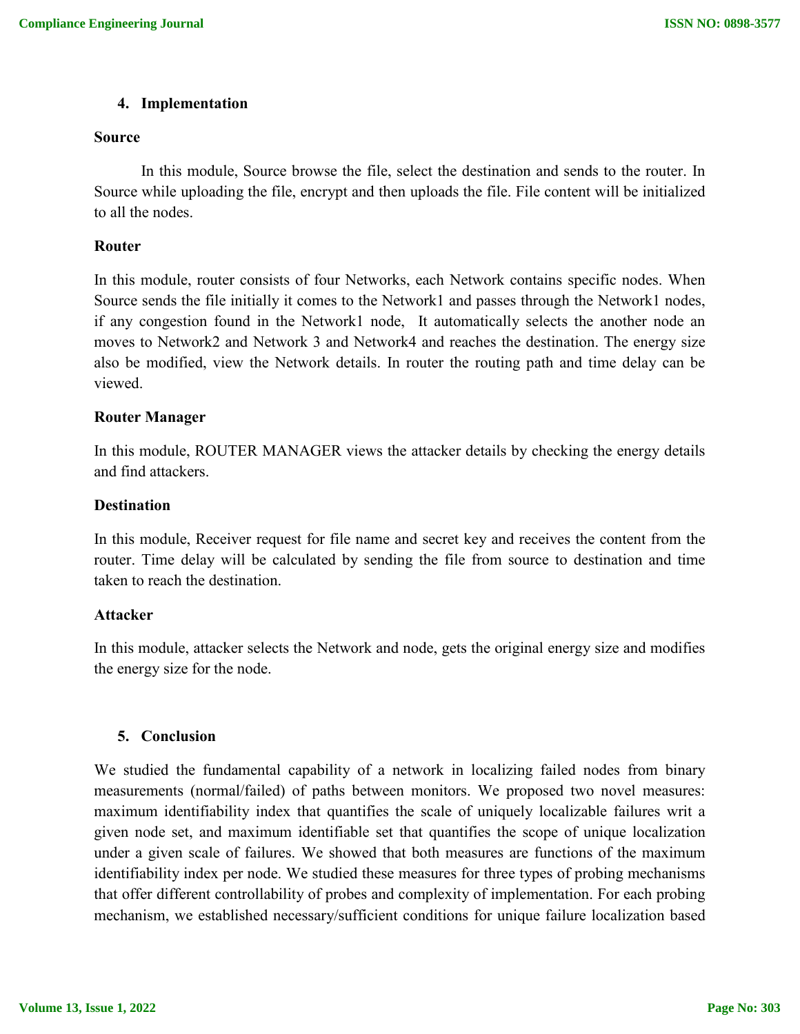## 4. Implementation

### Source

In this module, Source browse the file, select the destination and sends to the router. In Source while uploading the file, encrypt and then uploads the file. File content will be initialized to all the nodes.

### Router

In this module, router consists of four Networks, each Network contains specific nodes. When Source sends the file initially it comes to the Network1 and passes through the Network1 nodes, if any congestion found in the Network1 node, It automatically selects the another node an moves to Network2 and Network 3 and Network4 and reaches the destination. The energy size also be modified, view the Network details. In router the routing path and time delay can be viewed.

### Router Manager

In this module, ROUTER MANAGER views the attacker details by checking the energy details and find attackers.

### Destination

In this module, Receiver request for file name and secret key and receives the content from the router. Time delay will be calculated by sending the file from source to destination and time taken to reach the destination.

### Attacker

In this module, attacker selects the Network and node, gets the original energy size and modifies the energy size for the node.

## 5. Conclusion

We studied the fundamental capability of a network in localizing failed nodes from binary measurements (normal/failed) of paths between monitors. We proposed two novel measures: maximum identifiability index that quantifies the scale of uniquely localizable failures writ a given node set, and maximum identifiable set that quantifies the scope of unique localization under a given scale of failures. We showed that both measures are functions of the maximum identifiability index per node. We studied these measures for three types of probing mechanisms that offer different controllability of probes and complexity of implementation. For each probing mechanism, we established necessary/sufficient conditions for unique failure localization based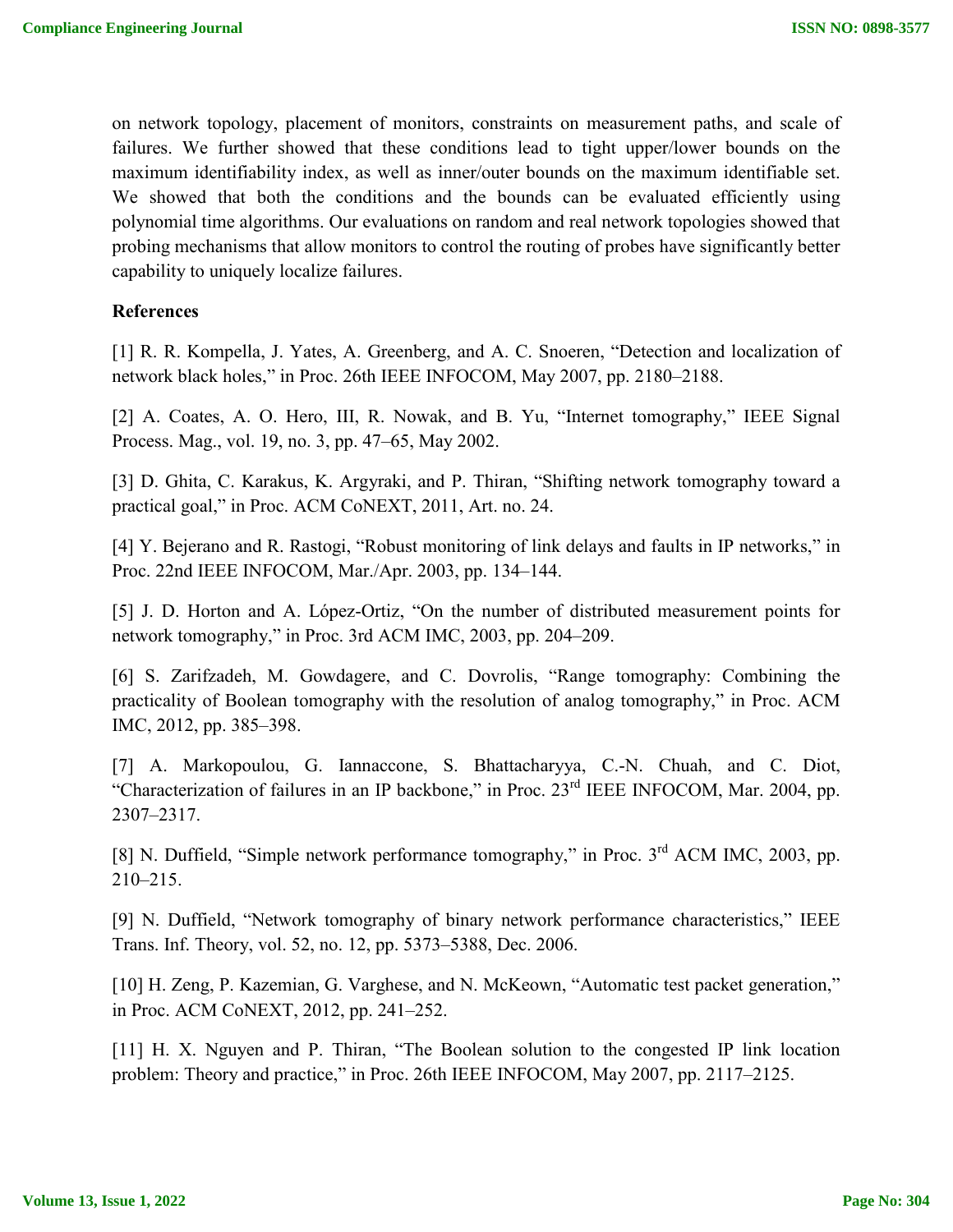on network topology, placement of monitors, constraints on measurement paths, and scale of failures. We further showed that these conditions lead to tight upper/lower bounds on the maximum identifiability index, as well as inner/outer bounds on the maximum identifiable set. We showed that both the conditions and the bounds can be evaluated efficiently using polynomial time algorithms. Our evaluations on random and real network topologies showed that probing mechanisms that allow monitors to control the routing of probes have significantly better capability to uniquely localize failures.

**References**

[1] R. R. Kompella, J. Yates, A. Greenberg, and A. C. Snoeren, "Detection and localization of network black holes," in Proc. 26th IEEE INFOCOM, May 2007, pp. 2180–2188.

[2] A. Coates, A. O. Hero, III, R. Nowak, and B. Yu, "Internet tomography," IEEE Signal Process. Mag., vol. 19, no. 3, pp. 47–65, May 2002.

[3] D. Ghita, C. Karakus, K. Argyraki, and P. Thiran, "Shifting network tomography toward a practical goal," in Proc. ACM CoNEXT, 2011, Art. no. 24.

[4] Y. Bejerano and R. Rastogi, "Robust monitoring of link delays and faults in IP networks," in Proc. 22nd IEEE INFOCOM, Mar./Apr. 2003, pp. 134–144.

[5] J. D. Horton and A. López-Ortiz, "On the number of distributed measurement points for network tomography," in Proc. 3rd ACM IMC, 2003, pp. 204–209.

[6] S. Zarifzadeh, M. Gowdagere, and C. Dovrolis, "Range tomography: Combining the practicality of Boolean tomography with the resolution of analog tomography," in Proc. ACM IMC, 2012, pp. 385–398.

[7] A. Markopoulou, G. Iannaccone, S. Bhattacharyya, C.-N. Chuah, and C. Diot, "Characterization of failures in an IP backbone," in Proc. 23rd IEEE INFOCOM, Mar. 2004, pp. 2307–2317.

[8] N. Duffield, "Simple network performance tomography," in Proc. 3rd ACM IMC, 2003, pp. 210–215.

[9] N. Duffield, "Network tomography of binary network performance characteristics," IEEE Trans. Inf. Theory, vol. 52, no. 12, pp. 5373–5388, Dec. 2006.

[10] H. Zeng, P. Kazemian, G. Varghese, and N. McKeown, "Automatic test packet generation," in Proc. ACM CoNEXT, 2012, pp. 241–252.

[11] H. X. Nguyen and P. Thiran, "The Boolean solution to the congested IP link location problem: Theory and practice," in Proc. 26th IEEE INFOCOM, May 2007, pp. 2117–2125.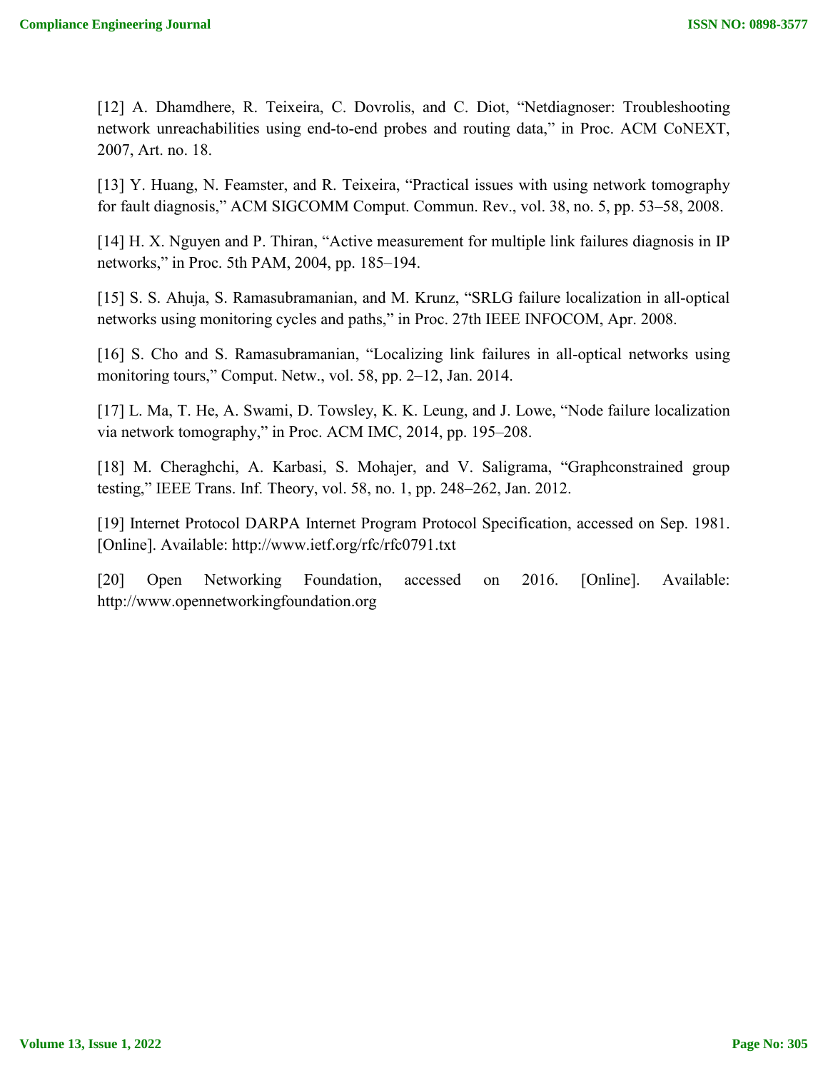[12] A. Dhamdhere, R. Teixeira, C. Dovrolis, and C. Diot, “Netdiagnoser: Troubleshooting network unreachabilities using end-to-end probes and routing data,” in Proc. ACM CoNEXT, 2007, Art. no. 18.

[13] Y. Huang, N. Feamster, and R. Teixeira, “Practical issues with using network tomography for fault diagnosis,” ACM SIGCOMM Comput. Commun. Rev., vol. 38, no. 5, pp. 53–58, 2008.

[14] H. X. Nguyen and P. Thiran, “Active measurement for multiple link failures diagnosis in IP networks,” in Proc. 5th PAM, 2004, pp. 185–194.

[15] S. S. Ahuja, S. Ramasubramanian, and M. Krunz, “SRLG failure localization in all-optical networks using monitoring cycles and paths,” in Proc. 27th IEEE INFOCOM, Apr. 2008.

[16] S. Cho and S. Ramasubramanian, “Localizing link failures in all-optical networks using monitoring tours,” Comput. Netw., vol. 58, pp. 2–12, Jan. 2014.

[17] L. Ma, T. He, A. Swami, D. Towsley, K. K. Leung, and J. Lowe, “Node failure localization via network tomography,” in Proc. ACM IMC, 2014, pp. 195–208.

[18] M. Cheraghchi, A. Karbasi, S. Mohajer, and V. Saligrama, “Graphconstrained group testing,” IEEE Trans. Inf. Theory, vol. 58, no. 1, pp. 248–262, Jan. 2012.

[19] Internet Protocol DARPA Internet Program Protocol Specification, accessed on Sep. 1981. [Online]. Available: http://www.ietf.org/rfc/rfc0791.txt

[20] Open Networking Foundation, accessed on 2016. [Online]. Available: http://www.opennetworkingfoundation.org